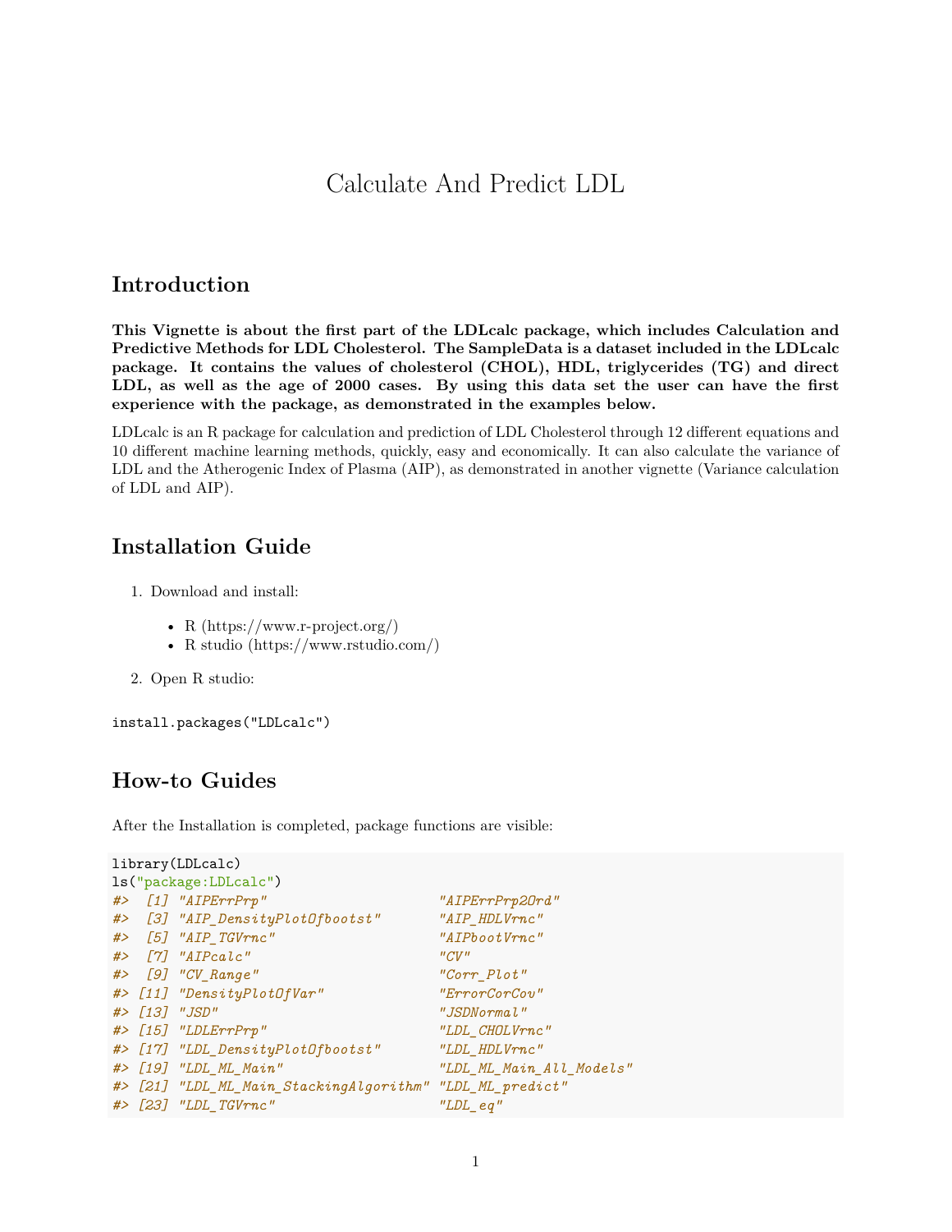# Calculate And Predict LDL

## Introduction

**This Vignette is about the first part of the LDLcalc package, which includes Calculation and Predictive Methods for LDL Cholesterol. The SampleData is a dataset included in the LDLcalc package. It contains the values of cholesterol (CHOL), HDL, triglycerides (TG) and direct LDL, as well as the age of 2000 cases. By using this data set the user can have the first experience with the package, as demonstrated in the examples below.**

LDLcalc is an R package for calculation and prediction of LDL Cholesterol through 12 different equations and 10 different machine learning methods, quickly, easy and economically. It can also calculate the variance of LDL and the Atherogenic Index of Plasma (AIP), as demonstrated in another vignette (Variance calculation of LDL and AIP).

## Installation Guide

1. Download and install:

   - R (https://www.r-project.org/)
   - R studio (https://www.rstudio.com/)

2. Open R studio:

```
install.packages("LDLcalc")
```

## How-to Guides

After the Installation is completed, package functions are visible:

```
library(LDLcalc)
ls("package:LDLcalc")
#>  [1] "AIPErrPrp"                        "AIPErrPrp2Ord"
#>  [3] "AIP_DensityPlotOfbootst"          "AIP_HDLVrnc"
#>  [5] "AIP_TGVrnc"                       "AIPbootVrnc"
#>  [7] "AIPcalc"                          "CV"
#>  [9] "CV_Range"                         "Corr_Plot"
#> [11] "DensityPlotOfVar"                 "ErrorCorCov"
#> [13] "JSD"                              "JSDNormal"
#> [15] "LDLErrPrp"                        "LDL_CHOLVrnc"
#> [17] "LDL_DensityPlotOfbootst"          "LDL_HDLVrnc"
#> [19] "LDL_ML_Main"                      "LDL_ML_Main_All_Models"
#> [21] "LDL_ML_Main_StackingAlgorithm"    "LDL_ML_predict"
#> [23] "LDL_TGVrnc"                       "LDL_eq"
```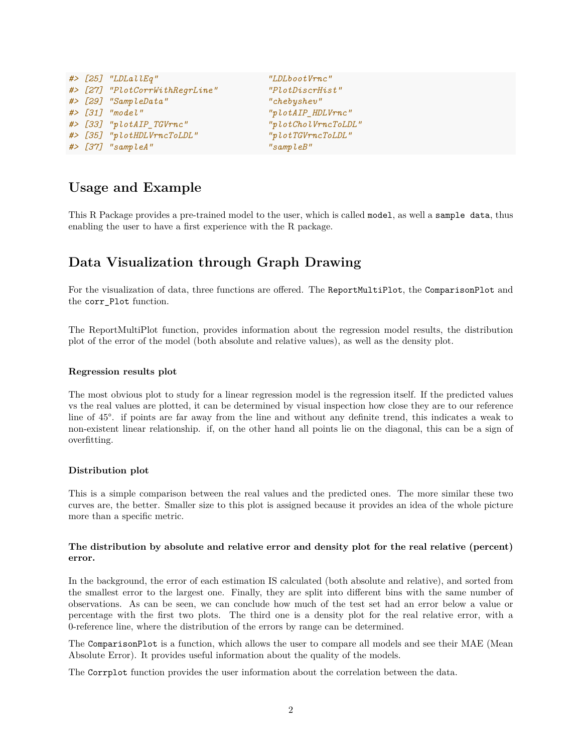```
#> [25] "LDLallEq"                    "LDLbootVrnc"
#> [27] "PlotCorrWithRegrLine"        "PlotDiscrHist"
#> [29] "SampleData"                  "chebyshev"
#> [31] "model"                       "plotAIP_HDLVrnc"
#> [33] "plotAIP_TGVrnc"              "plotCholVrncToLDL"
#> [35] "plotHDLVrncToLDL"            "plotTGVrncToLDL"
#> [37] "sampleA"                     "sampleB"
```

## Usage and Example

This R Package provides a pre-trained model to the user, which is called `model`, as well a `sample data`, thus enabling the user to have a first experience with the R package.

## Data Visualization through Graph Drawing

For the visualization of data, three functions are offered. The `ReportMultiPlot`, the `ComparisonPlot` and the `corr_Plot` function.

The ReportMultiPlot function, provides information about the regression model results, the distribution plot of the error of the model (both absolute and relative values), as well as the density plot.

#### Regression results plot

The most obvious plot to study for a linear regression model is the regression itself. If the predicted values vs the real values are plotted, it can be determined by visual inspection how close they are to our reference line of 45°. if points are far away from the line and without any definite trend, this indicates a weak to non-existent linear relationship. if, on the other hand all points lie on the diagonal, this can be a sign of overfitting.

#### Distribution plot

This is a simple comparison between the real values and the predicted ones. The more similar these two curves are, the better. Smaller size to this plot is assigned because it provides an idea of the whole picture more than a specific metric.

#### The distribution by absolute and relative error and density plot for the real relative (percent) error.

In the background, the error of each estimation IS calculated (both absolute and relative), and sorted from the smallest error to the largest one. Finally, they are split into different bins with the same number of observations. As can be seen, we can conclude how much of the test set had an error below a value or percentage with the first two plots. The third one is a density plot for the real relative error, with a 0-reference line, where the distribution of the errors by range can be determined.

The `ComparisonPlot` is a function, which allows the user to compare all models and see their MAE (Mean Absolute Error). It provides useful information about the quality of the models.

The `Corrplot` function provides the user information about the correlation between the data.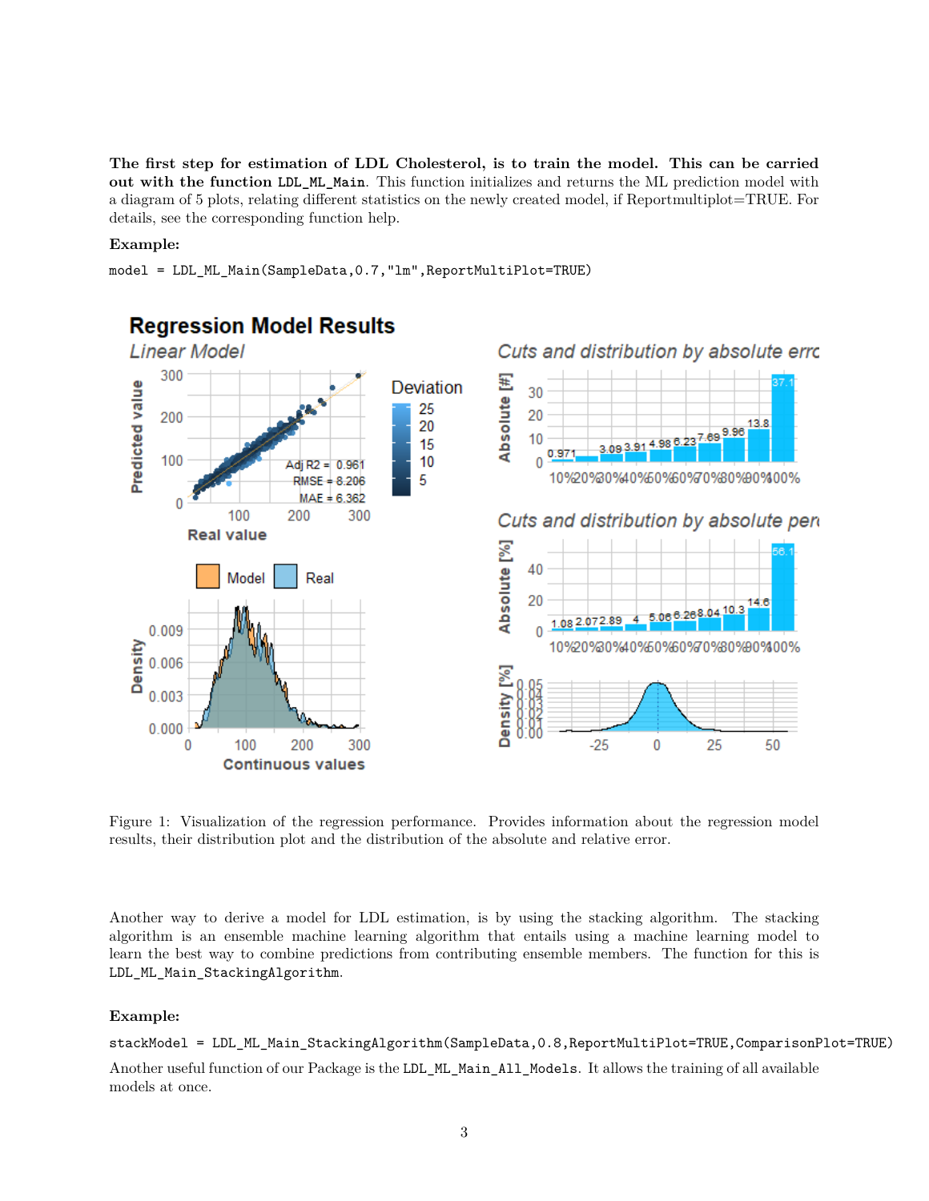**The first step for estimation of LDL Cholesterol, is to train the model. This can be carried out with the function `LDL_ML_Main`.** This function initializes and returns the ML prediction model with a diagram of 5 plots, relating different statistics on the newly created model, if Reportmultiplot=TRUE. For details, see the corresponding function help.

**Example:**

```
model = LDL_ML_Main(SampleData,0.7,"lm",ReportMultiPlot=TRUE)
```

Figure 1: Visualization of the regression performance. Provides information about the regression model results, their distribution plot and the distribution of the absolute and relative error.

Another way to derive a model for LDL estimation, is by using the stacking algorithm. The stacking algorithm is an ensemble machine learning algorithm that entails using a machine learning model to learn the best way to combine predictions from contributing ensemble members. The function for this is `LDL_ML_Main_StackingAlgorithm`.

**Example:**

```
stackModel = LDL_ML_Main_StackingAlgorithm(SampleData,0.8,ReportMultiPlot=TRUE,ComparisonPlot=TRUE)
```

Another useful function of our Package is the `LDL_ML_Main_All_Models`. It allows the training of all available models at once.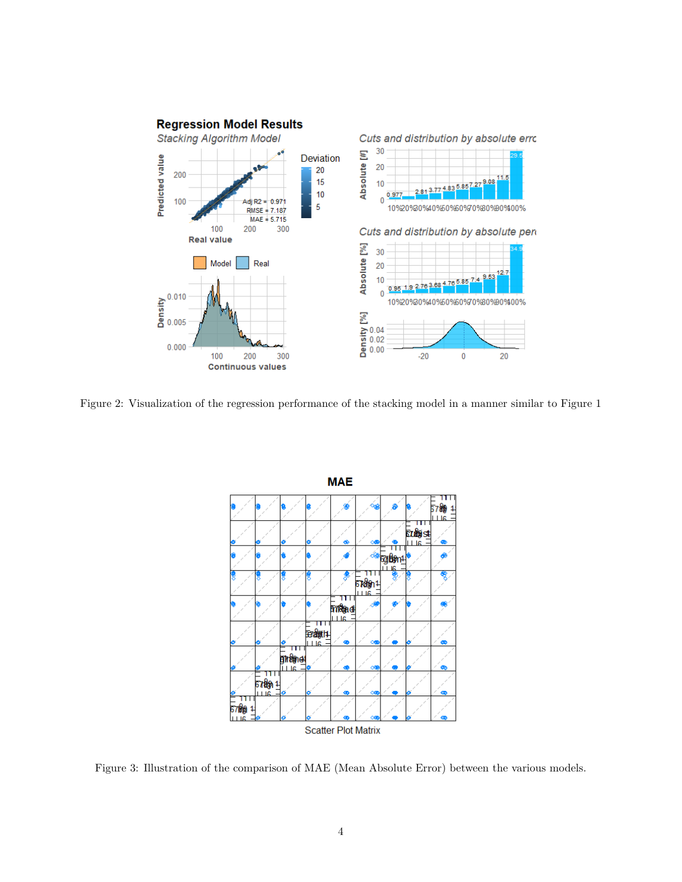Figure 2: Visualization of the regression performance of the stacking model in a manner similar to Figure 1

Figure 3: Illustration of the comparison of MAE (Mean Absolute Error) between the various models.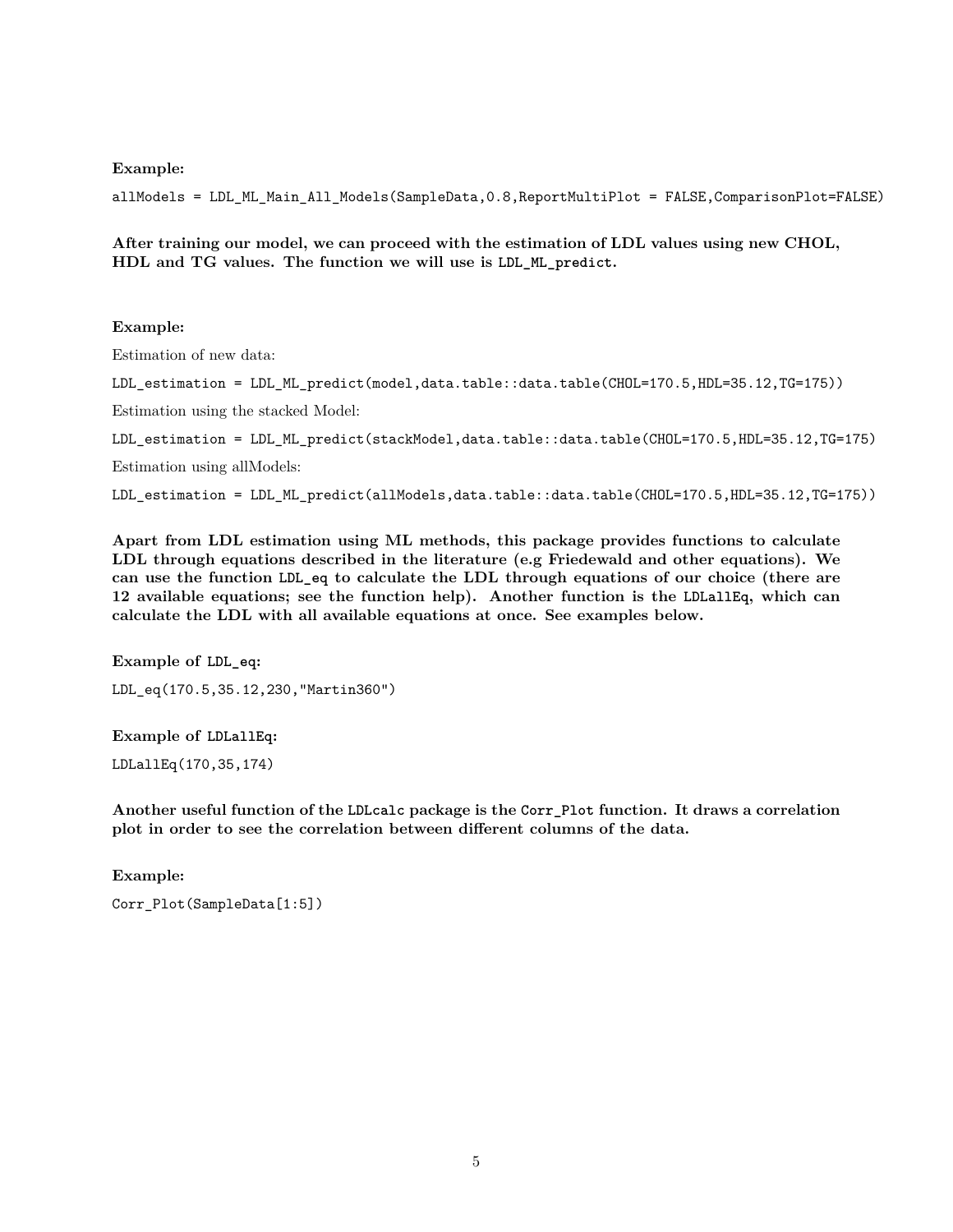**Example:**

```
allModels = LDL_ML_Main_All_Models(SampleData,0.8,ReportMultiPlot = FALSE,ComparisonPlot=FALSE)
```

**After training our model, we can proceed with the estimation of LDL values using new CHOL, HDL and TG values. The function we will use is `LDL_ML_predict`.**

**Example:**

Estimation of new data:

```
LDL_estimation = LDL_ML_predict(model,data.table::data.table(CHOL=170.5,HDL=35.12,TG=175))
```

Estimation using the stacked Model:

```
LDL_estimation = LDL_ML_predict(stackModel,data.table::data.table(CHOL=170.5,HDL=35.12,TG=175)
```

Estimation using allModels:

```
LDL_estimation = LDL_ML_predict(allModels,data.table::data.table(CHOL=170.5,HDL=35.12,TG=175))
```

**Apart from LDL estimation using ML methods, this package provides functions to calculate LDL through equations described in the literature (e.g Friedewald and other equations). We can use the function `LDL_eq` to calculate the LDL through equations of our choice (there are 12 available equations; see the function help). Another function is the `LDLallEq`, which can calculate the LDL with all available equations at once. See examples below.**

**Example of `LDL_eq`:**

```
LDL_eq(170.5,35.12,230,"Martin360")
```

**Example of `LDLallEq`:**

```
LDLallEq(170,35,174)
```

**Another useful function of the `LDLcalc` package is the `Corr_Plot` function. It draws a correlation plot in order to see the correlation between different columns of the data.**

**Example:**

```
Corr_Plot(SampleData[1:5])
```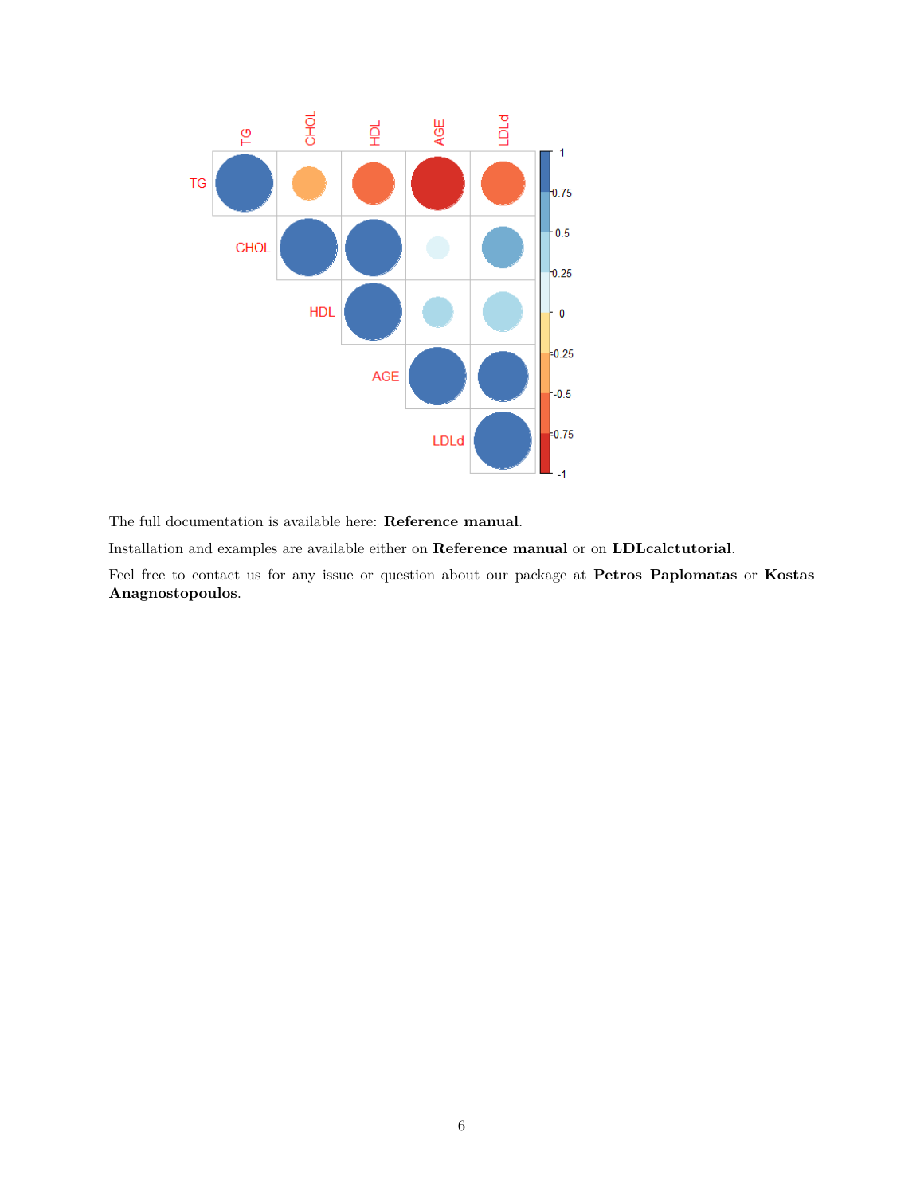TG CHOL HDL AGE LDLd

TG

CHOL

HDL

AGE

LDLd

1

0.75

0.5

0.25

0

-0.25

-0.5

-0.75

-1

The full documentation is available here: **Reference manual**.

Installation and examples are available either on **Reference manual** or on **LDLcalctutorial**.

Feel free to contact us for any issue or question about our package at **Petros Paplomatas** or **Kostas Anagnostopoulos**.